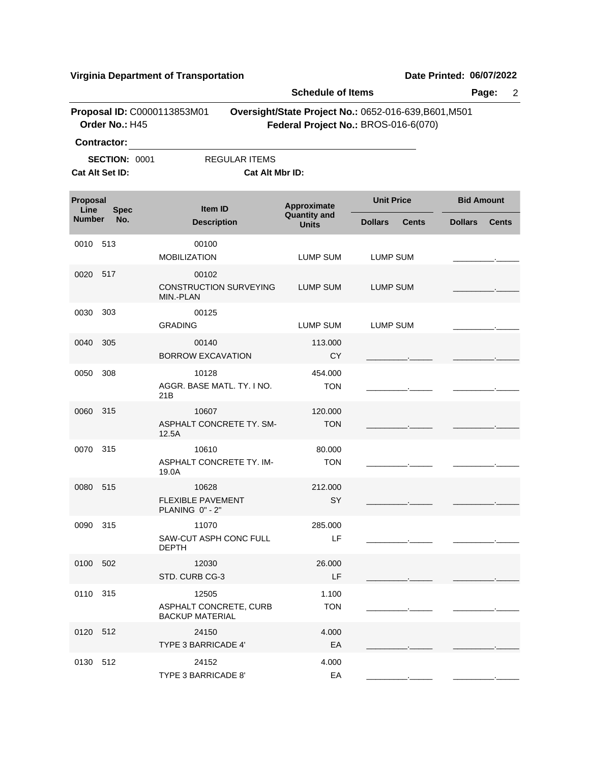**Virginia Department of Transportation** **Date Printed: 06/07/2022**

**Schedule of Items**

**Proposal ID:** C0000113853M01 **Oversight/State Project No.:** 0652-016-639,B601,M501

**Order No.:** H45 **Federal Project No.:** BROS-016-6(070)

**Contractor:** ______________________________

**SECTION:** 0001 REGULAR ITEMS

**Cat Alt Set ID:** **Cat Alt Mbr ID:**

| Proposal Line Number | Spec No. | Item ID / Description | Approximate Quantity and Units | Unit Price Dollars | Unit Price Cents | Bid Amount Dollars | Bid Amount Cents |
|---|---|---|---|---|---|---|---|
| 0010 | 513 | 00100 MOBILIZATION | LUMP SUM | LUMP SUM | | _________ | _____ |
| 0020 | 517 | 00102 CONSTRUCTION SURVEYING MIN.-PLAN | LUMP SUM | LUMP SUM | | _________ | _____ |
| 0030 | 303 | 00125 GRADING | LUMP SUM | LUMP SUM | | _________ | _____ |
| 0040 | 305 | 00140 BORROW EXCAVATION | 113.000 CY | _________ | _____ | _________ | _____ |
| 0050 | 308 | 10128 AGGR. BASE MATL. TY. I NO. 21B | 454.000 TON | _________ | _____ | _________ | _____ |
| 0060 | 315 | 10607 ASPHALT CONCRETE TY. SM-12.5A | 120.000 TON | _________ | _____ | _________ | _____ |
| 0070 | 315 | 10610 ASPHALT CONCRETE TY. IM-19.0A | 80.000 TON | _________ | _____ | _________ | _____ |
| 0080 | 515 | 10628 FLEXIBLE PAVEMENT PLANING 0" - 2" | 212.000 SY | _________ | _____ | _________ | _____ |
| 0090 | 315 | 11070 SAW-CUT ASPH CONC FULL DEPTH | 285.000 LF | _________ | _____ | _________ | _____ |
| 0100 | 502 | 12030 STD. CURB CG-3 | 26.000 LF | _________ | _____ | _________ | _____ |
| 0110 | 315 | 12505 ASPHALT CONCRETE, CURB BACKUP MATERIAL | 1.100 TON | _________ | _____ | _________ | _____ |
| 0120 | 512 | 24150 TYPE 3 BARRICADE 4' | 4.000 EA | _________ | _____ | _________ | _____ |
| 0130 | 512 | 24152 TYPE 3 BARRICADE 8' | 4.000 EA | _________ | _____ | _________ | _____ |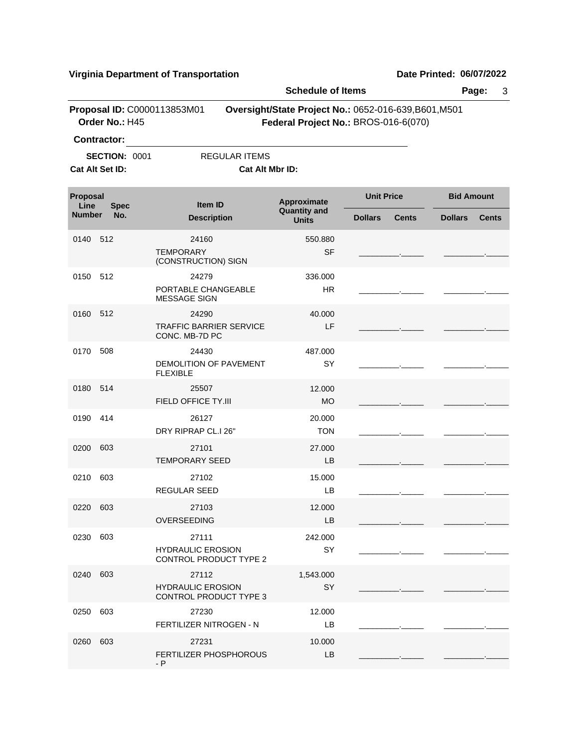**Virginia Department of Transportation** | **Date Printed: 06/07/2022**

**Schedule of Items**

**Proposal ID:** C0000113853M01 **Oversight/State Project No.:** 0652-016-639,B601,M501
**Order No.:** H45 **Federal Project No.:** BROS-016-6(070)

**Contractor:** ______________________________

**SECTION:** 0001 REGULAR ITEMS

**Cat Alt Set ID:** **Cat Alt Mbr ID:**

| Proposal Line Number | Spec No. | Item ID / Description | Approximate Quantity and Units | Unit Price Dollars | Unit Price Cents | Bid Amount Dollars | Bid Amount Cents |
|---|---|---|---|---|---|---|---|
| 0140 | 512 | 24160 TEMPORARY (CONSTRUCTION) SIGN | 550.880 SF | | | | |
| 0150 | 512 | 24279 PORTABLE CHANGEABLE MESSAGE SIGN | 336.000 HR | | | | |
| 0160 | 512 | 24290 TRAFFIC BARRIER SERVICE CONC. MB-7D PC | 40.000 LF | | | | |
| 0170 | 508 | 24430 DEMOLITION OF PAVEMENT FLEXIBLE | 487.000 SY | | | | |
| 0180 | 514 | 25507 FIELD OFFICE TY.III | 12.000 MO | | | | |
| 0190 | 414 | 26127 DRY RIPRAP CL.I 26" | 20.000 TON | | | | |
| 0200 | 603 | 27101 TEMPORARY SEED | 27.000 LB | | | | |
| 0210 | 603 | 27102 REGULAR SEED | 15.000 LB | | | | |
| 0220 | 603 | 27103 OVERSEEDING | 12.000 LB | | | | |
| 0230 | 603 | 27111 HYDRAULIC EROSION CONTROL PRODUCT TYPE 2 | 242.000 SY | | | | |
| 0240 | 603 | 27112 HYDRAULIC EROSION CONTROL PRODUCT TYPE 3 | 1,543.000 SY | | | | |
| 0250 | 603 | 27230 FERTILIZER NITROGEN - N | 12.000 LB | | | | |
| 0260 | 603 | 27231 FERTILIZER PHOSPHOROUS - P | 10.000 LB | | | | |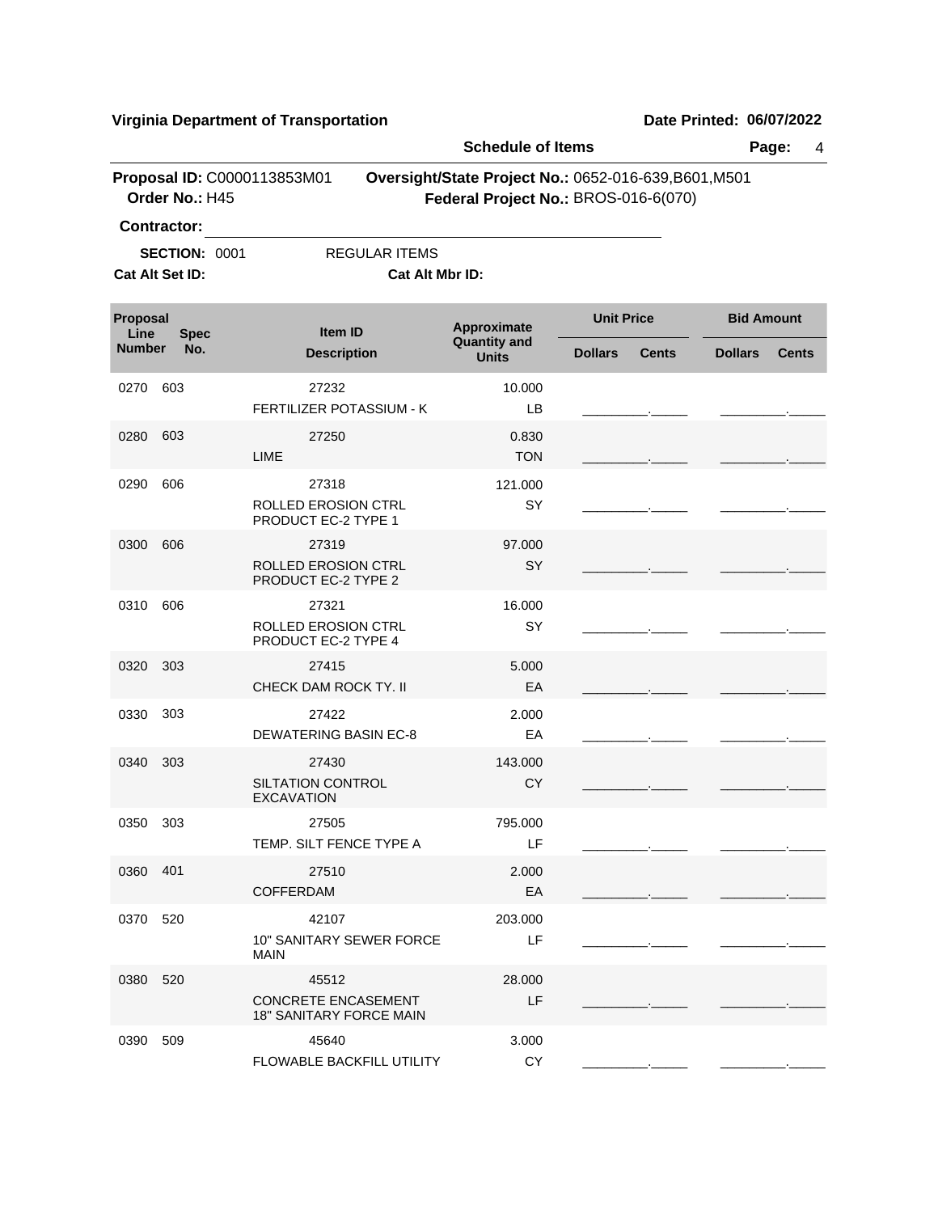**Virginia Department of Transportation** **Date Printed: 06/07/2022**

**Schedule of Items**

**Proposal ID:** C0000113853M01 **Oversight/State Project No.:** 0652-016-639,B601,M501
**Order No.:** H45 **Federal Project No.:** BROS-016-6(070)

**Contractor:** ________________________________________

**SECTION:** 0001 REGULAR ITEMS

**Cat Alt Set ID:** **Cat Alt Mbr ID:**

| Proposal Line Number | Spec No. | Item ID / Description | Approximate Quantity and Units | Unit Price Dollars | Unit Price Cents | Bid Amount Dollars | Bid Amount Cents |
|---|---|---|---|---|---|---|---|
| 0270 | 603 | 27232 FERTILIZER POTASSIUM - K | 10.000 LB | | | | |
| 0280 | 603 | 27250 LIME | 0.830 TON | | | | |
| 0290 | 606 | 27318 ROLLED EROSION CTRL PRODUCT EC-2 TYPE 1 | 121.000 SY | | | | |
| 0300 | 606 | 27319 ROLLED EROSION CTRL PRODUCT EC-2 TYPE 2 | 97.000 SY | | | | |
| 0310 | 606 | 27321 ROLLED EROSION CTRL PRODUCT EC-2 TYPE 4 | 16.000 SY | | | | |
| 0320 | 303 | 27415 CHECK DAM ROCK TY. II | 5.000 EA | | | | |
| 0330 | 303 | 27422 DEWATERING BASIN EC-8 | 2.000 EA | | | | |
| 0340 | 303 | 27430 SILTATION CONTROL EXCAVATION | 143.000 CY | | | | |
| 0350 | 303 | 27505 TEMP. SILT FENCE TYPE A | 795.000 LF | | | | |
| 0360 | 401 | 27510 COFFERDAM | 2.000 EA | | | | |
| 0370 | 520 | 42107 10" SANITARY SEWER FORCE MAIN | 203.000 LF | | | | |
| 0380 | 520 | 45512 CONCRETE ENCASEMENT 18" SANITARY FORCE MAIN | 28.000 LF | | | | |
| 0390 | 509 | 45640 FLOWABLE BACKFILL UTILITY | 3.000 CY | | | | |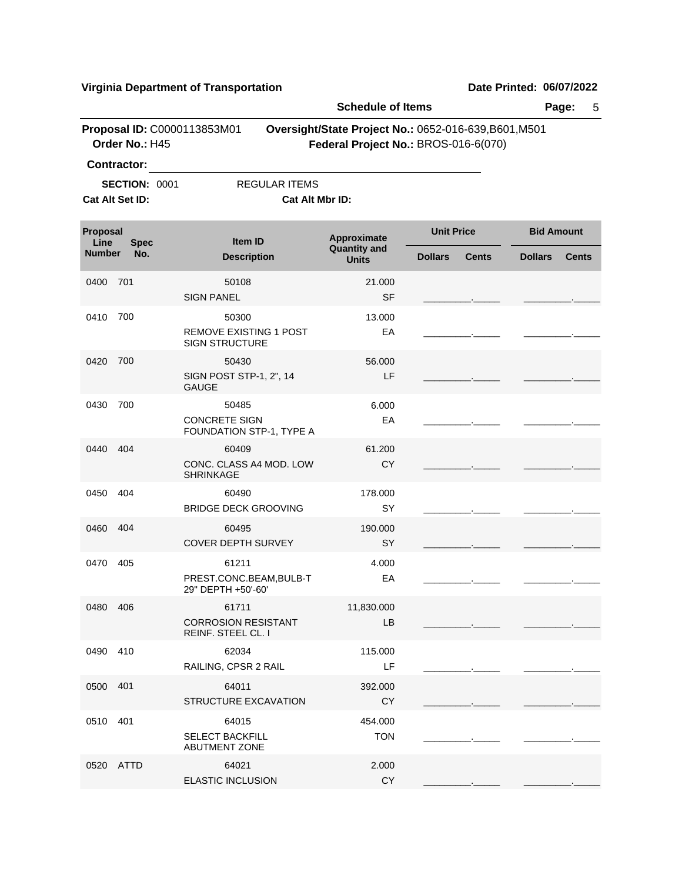**Virginia Department of Transportation** **Date Printed: 06/07/2022**

**Schedule of Items**

**Proposal ID:** C0000113853M01 **Oversight/State Project No.:** 0652-016-639,B601,M501
**Order No.:** H45 **Federal Project No.:** BROS-016-6(070)

**Contractor:** ____________________________________________

**SECTION:** 0001 REGULAR ITEMS

**Cat Alt Set ID:** **Cat Alt Mbr ID:**

| Proposal Line Number | Spec No. | Item ID / Description | Approximate Quantity and Units | Unit Price Dollars | Unit Price Cents | Bid Amount Dollars | Bid Amount Cents |
|---|---|---|---|---|---|---|---|
| 0400 | 701 | 50108<br>SIGN PANEL | 21.000<br>SF | ________ | _____ | ________ | _____ |
| 0410 | 700 | 50300<br>REMOVE EXISTING 1 POST SIGN STRUCTURE | 13.000<br>EA | ________ | _____ | ________ | _____ |
| 0420 | 700 | 50430<br>SIGN POST STP-1, 2", 14 GAUGE | 56.000<br>LF | ________ | _____ | ________ | _____ |
| 0430 | 700 | 50485<br>CONCRETE SIGN FOUNDATION STP-1, TYPE A | 6.000<br>EA | ________ | _____ | ________ | _____ |
| 0440 | 404 | 60409<br>CONC. CLASS A4 MOD. LOW SHRINKAGE | 61.200<br>CY | ________ | _____ | ________ | _____ |
| 0450 | 404 | 60490<br>BRIDGE DECK GROOVING | 178.000<br>SY | ________ | _____ | ________ | _____ |
| 0460 | 404 | 60495<br>COVER DEPTH SURVEY | 190.000<br>SY | ________ | _____ | ________ | _____ |
| 0470 | 405 | 61211<br>PREST.CONC.BEAM,BULB-T 29" DEPTH +50'-60' | 4.000<br>EA | ________ | _____ | ________ | _____ |
| 0480 | 406 | 61711<br>CORROSION RESISTANT REINF. STEEL CL. I | 11,830.000<br>LB | ________ | _____ | ________ | _____ |
| 0490 | 410 | 62034<br>RAILING, CPSR 2 RAIL | 115.000<br>LF | ________ | _____ | ________ | _____ |
| 0500 | 401 | 64011<br>STRUCTURE EXCAVATION | 392.000<br>CY | ________ | _____ | ________ | _____ |
| 0510 | 401 | 64015<br>SELECT BACKFILL ABUTMENT ZONE | 454.000<br>TON | ________ | _____ | ________ | _____ |
| 0520 | ATTD | 64021<br>ELASTIC INCLUSION | 2.000<br>CY | ________ | _____ | ________ | _____ |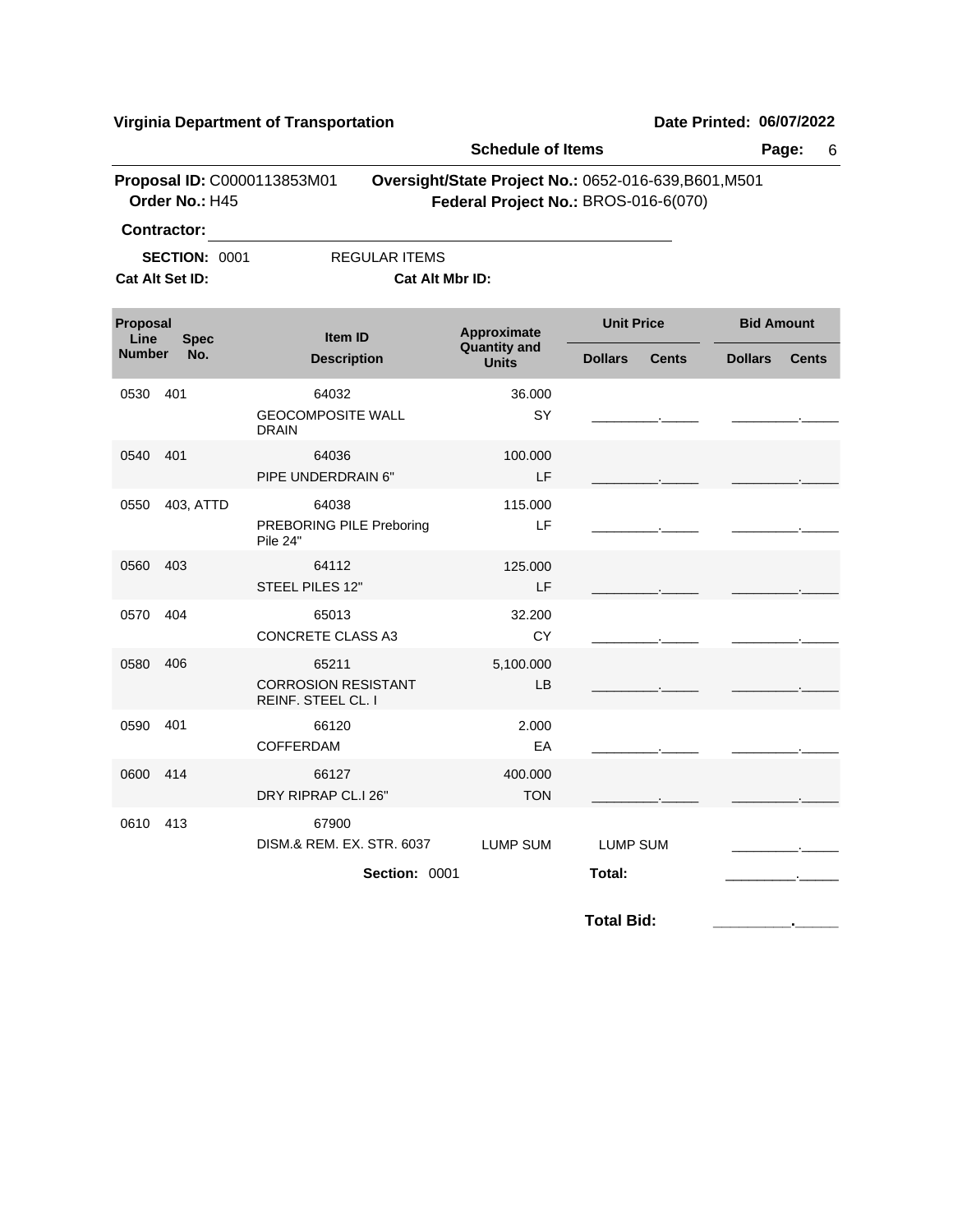**Virginia Department of Transportation** **Date Printed: 06/07/2022**

**Schedule of Items**

**Proposal ID:** C0000113853M01 **Oversight/State Project No.:** 0652-016-639,B601,M501
**Order No.:** H45 **Federal Project No.:** BROS-016-6(070)

**Contractor:** ______________________________

**SECTION:** 0001 REGULAR ITEMS

**Cat Alt Set ID:** **Cat Alt Mbr ID:**

| Proposal Line Number | Spec No. | Item ID / Description | Approximate Quantity and Units | Unit Price Dollars | Unit Price Cents | Bid Amount Dollars | Bid Amount Cents |
|---|---|---|---|---|---|---|---|
| 0530 | 401 | 64032 GEOCOMPOSITE WALL DRAIN | 36.000 SY | _________ | _____ | _________ | _____ |
| 0540 | 401 | 64036 PIPE UNDERDRAIN 6" | 100.000 LF | _________ | _____ | _________ | _____ |
| 0550 | 403, ATTD | 64038 PREBORING PILE Preboring Pile 24" | 115.000 LF | _________ | _____ | _________ | _____ |
| 0560 | 403 | 64112 STEEL PILES 12" | 125.000 LF | _________ | _____ | _________ | _____ |
| 0570 | 404 | 65013 CONCRETE CLASS A3 | 32.200 CY | _________ | _____ | _________ | _____ |
| 0580 | 406 | 65211 CORROSION RESISTANT REINF. STEEL CL. I | 5,100.000 LB | _________ | _____ | _________ | _____ |
| 0590 | 401 | 66120 COFFERDAM | 2.000 EA | _________ | _____ | _________ | _____ |
| 0600 | 414 | 66127 DRY RIPRAP CL.I 26" | 400.000 TON | _________ | _____ | _________ | _____ |
| 0610 | 413 | 67900 DISM.& REM. EX. STR. 6037 | LUMP SUM | LUMP SUM | | _________ | _____ |
| | | **Section:** 0001 | | **Total:** | | _________ | _____ |

**Total Bid:** _________._____